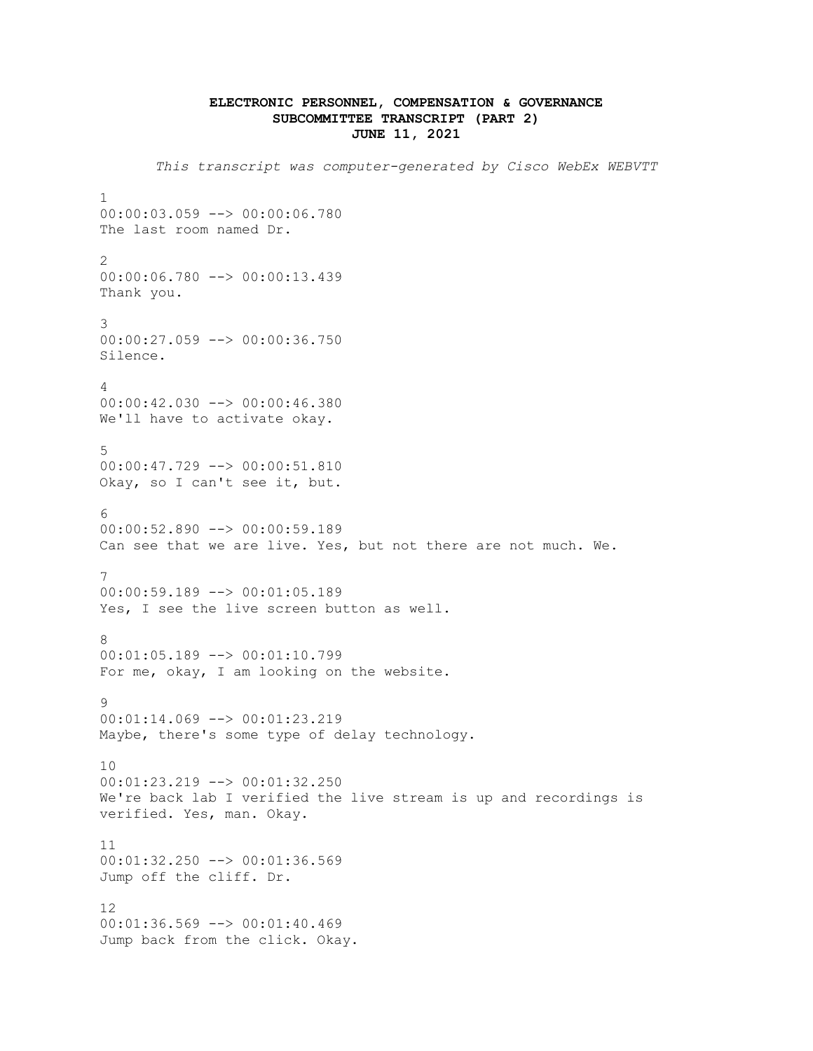**ELECTRONIC PERSONNEL, COMPENSATION & GOVERNANCE SUBCOMMITTEE TRANSCRIPT (PART 2)**
**JUNE 11, 2021**

*This transcript was computer-generated by Cisco WebEx WEBVTT*

1
00:00:03.059 --> 00:00:06.780
The last room named Dr.

2
00:00:06.780 --> 00:00:13.439
Thank you.

3
00:00:27.059 --> 00:00:36.750
Silence.

4
00:00:42.030 --> 00:00:46.380
We'll have to activate okay.

5
00:00:47.729 --> 00:00:51.810
Okay, so I can't see it, but.

6
00:00:52.890 --> 00:00:59.189
Can see that we are live. Yes, but not there are not much. We.

7
00:00:59.189 --> 00:01:05.189
Yes, I see the live screen button as well.

8
00:01:05.189 --> 00:01:10.799
For me, okay, I am looking on the website.

9
00:01:14.069 --> 00:01:23.219
Maybe, there's some type of delay technology.

10
00:01:23.219 --> 00:01:32.250
We're back lab I verified the live stream is up and recordings is verified. Yes, man. Okay.

11
00:01:32.250 --> 00:01:36.569
Jump off the cliff. Dr.

12
00:01:36.569 --> 00:01:40.469
Jump back from the click. Okay.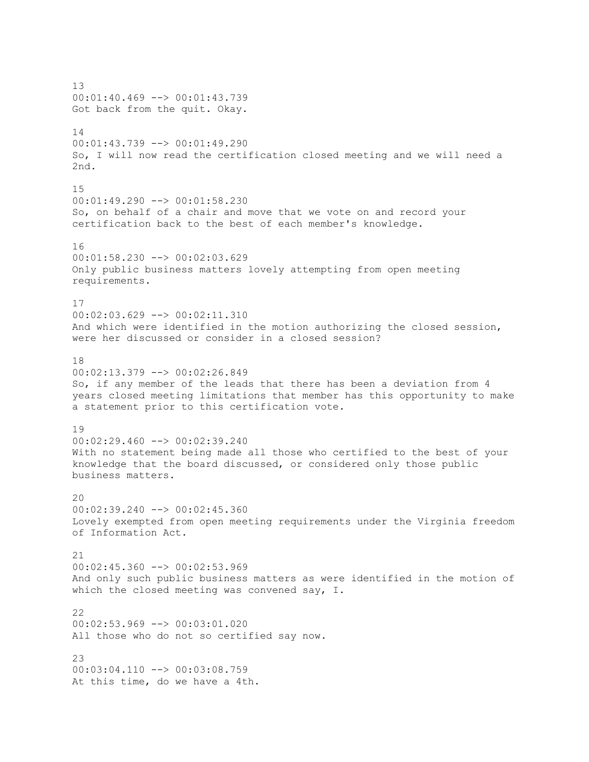13
00:01:40.469 --> 00:01:43.739
Got back from the quit. Okay.

14
00:01:43.739 --> 00:01:49.290
So, I will now read the certification closed meeting and we will need a 2nd.

15
00:01:49.290 --> 00:01:58.230
So, on behalf of a chair and move that we vote on and record your certification back to the best of each member's knowledge.

16
00:01:58.230 --> 00:02:03.629
Only public business matters lovely attempting from open meeting requirements.

17
00:02:03.629 --> 00:02:11.310
And which were identified in the motion authorizing the closed session, were her discussed or consider in a closed session?

18
00:02:13.379 --> 00:02:26.849
So, if any member of the leads that there has been a deviation from 4 years closed meeting limitations that member has this opportunity to make a statement prior to this certification vote.

19
00:02:29.460 --> 00:02:39.240
With no statement being made all those who certified to the best of your knowledge that the board discussed, or considered only those public business matters.

20
00:02:39.240 --> 00:02:45.360
Lovely exempted from open meeting requirements under the Virginia freedom of Information Act.

21
00:02:45.360 --> 00:02:53.969
And only such public business matters as were identified in the motion of which the closed meeting was convened say, I.

22
00:02:53.969 --> 00:03:01.020
All those who do not so certified say now.

23
00:03:04.110 --> 00:03:08.759
At this time, do we have a 4th.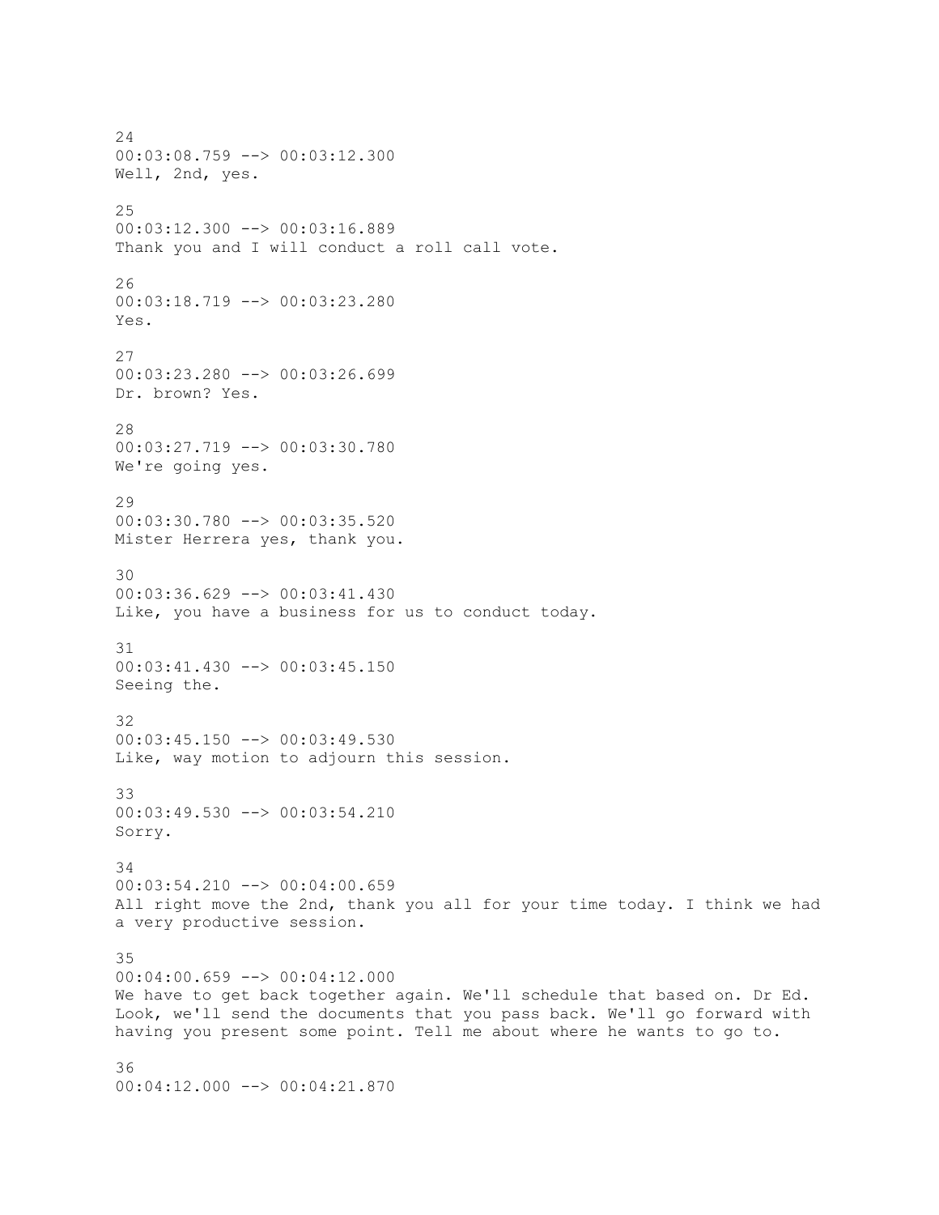24
00:03:08.759 --> 00:03:12.300
Well, 2nd, yes.

25
00:03:12.300 --> 00:03:16.889
Thank you and I will conduct a roll call vote.

26
00:03:18.719 --> 00:03:23.280
Yes.

27
00:03:23.280 --> 00:03:26.699
Dr. brown? Yes.

28
00:03:27.719 --> 00:03:30.780
We're going yes.

29
00:03:30.780 --> 00:03:35.520
Mister Herrera yes, thank you.

30
00:03:36.629 --> 00:03:41.430
Like, you have a business for us to conduct today.

31
00:03:41.430 --> 00:03:45.150
Seeing the.

32
00:03:45.150 --> 00:03:49.530
Like, way motion to adjourn this session.

33
00:03:49.530 --> 00:03:54.210
Sorry.

34
00:03:54.210 --> 00:04:00.659
All right move the 2nd, thank you all for your time today. I think we had a very productive session.

35
00:04:00.659 --> 00:04:12.000
We have to get back together again. We'll schedule that based on. Dr Ed. Look, we'll send the documents that you pass back. We'll go forward with having you present some point. Tell me about where he wants to go to.

36
00:04:12.000 --> 00:04:21.870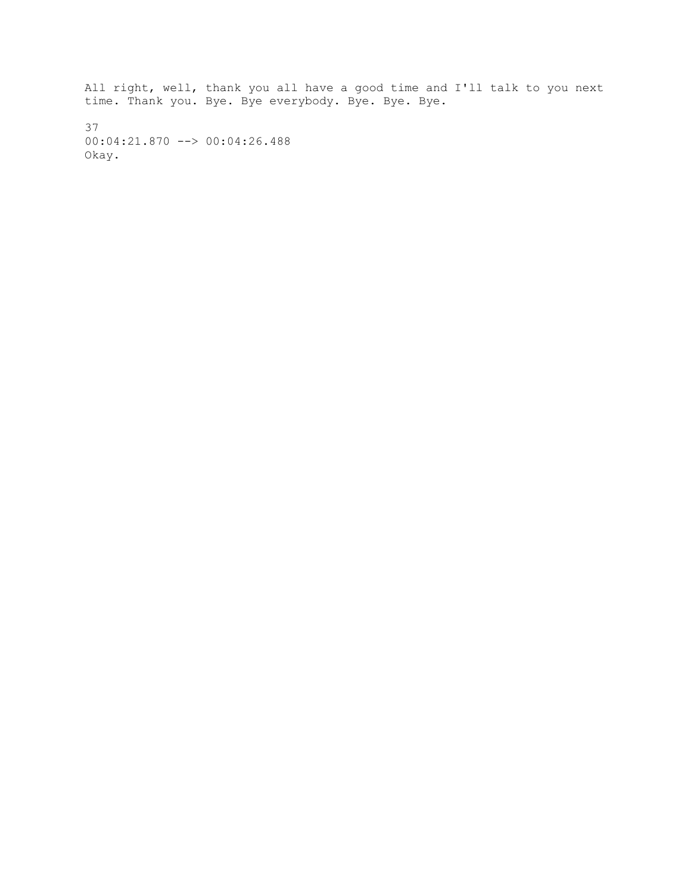All right, well, thank you all have a good time and I'll talk to you next time. Thank you. Bye. Bye everybody. Bye. Bye. Bye.

37
00:04:21.870 --> 00:04:26.488
Okay.